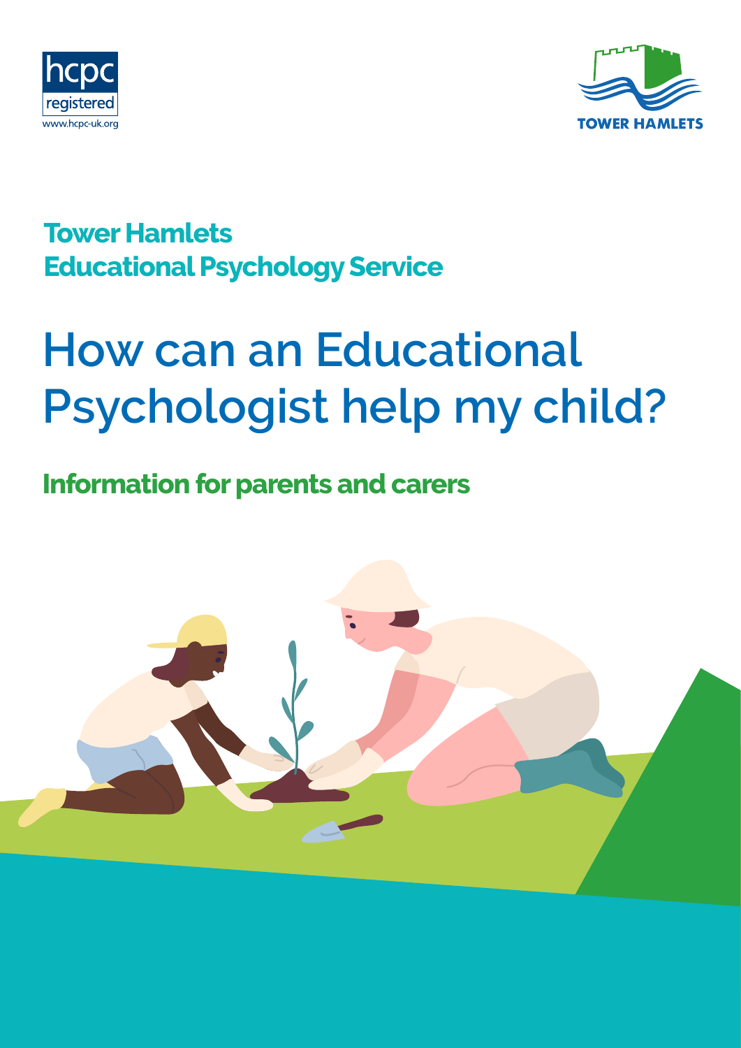hcpc registered
www.hcpc-uk.org

TOWER HAMLETS

## Tower Hamlets Educational Psychology Service

# How can an Educational Psychologist help my child?

## Information for parents and carers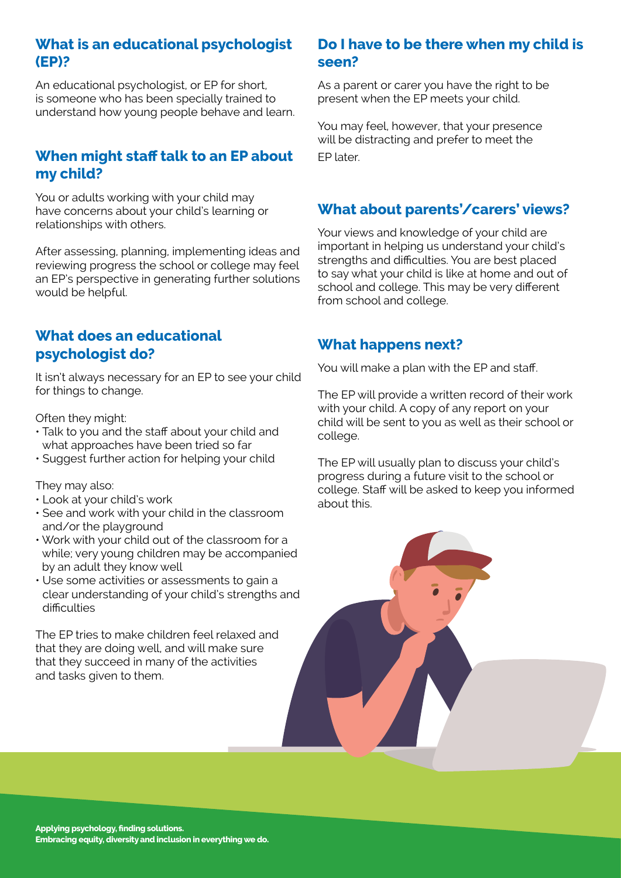## What is an educational psychologist (EP)?

An educational psychologist, or EP for short, is someone who has been specially trained to understand how young people behave and learn.

## When might staff talk to an EP about my child?

You or adults working with your child may have concerns about your child's learning or relationships with others.

After assessing, planning, implementing ideas and reviewing progress the school or college may feel an EP's perspective in generating further solutions would be helpful.

## What does an educational psychologist do?

It isn't always necessary for an EP to see your child for things to change.

Often they might:

- Talk to you and the staff about your child and what approaches have been tried so far
- Suggest further action for helping your child

They may also:

- Look at your child's work
- See and work with your child in the classroom and/or the playground
- Work with your child out of the classroom for a while; very young children may be accompanied by an adult they know well
- Use some activities or assessments to gain a clear understanding of your child's strengths and difficulties

The EP tries to make children feel relaxed and that they are doing well, and will make sure that they succeed in many of the activities and tasks given to them.

## Do I have to be there when my child is seen?

As a parent or carer you have the right to be present when the EP meets your child.

You may feel, however, that your presence will be distracting and prefer to meet the EP later.

## What about parents'/carers' views?

Your views and knowledge of your child are important in helping us understand your child's strengths and difficulties. You are best placed to say what your child is like at home and out of school and college. This may be very different from school and college.

## What happens next?

You will make a plan with the EP and staff.

The EP will provide a written record of their work with your child. A copy of any report on your child will be sent to you as well as their school or college.

The EP will usually plan to discuss your child's progress during a future visit to the school or college. Staff will be asked to keep you informed about this.

**Applying psychology, finding solutions.**
**Embracing equity, diversity and inclusion in everything we do.**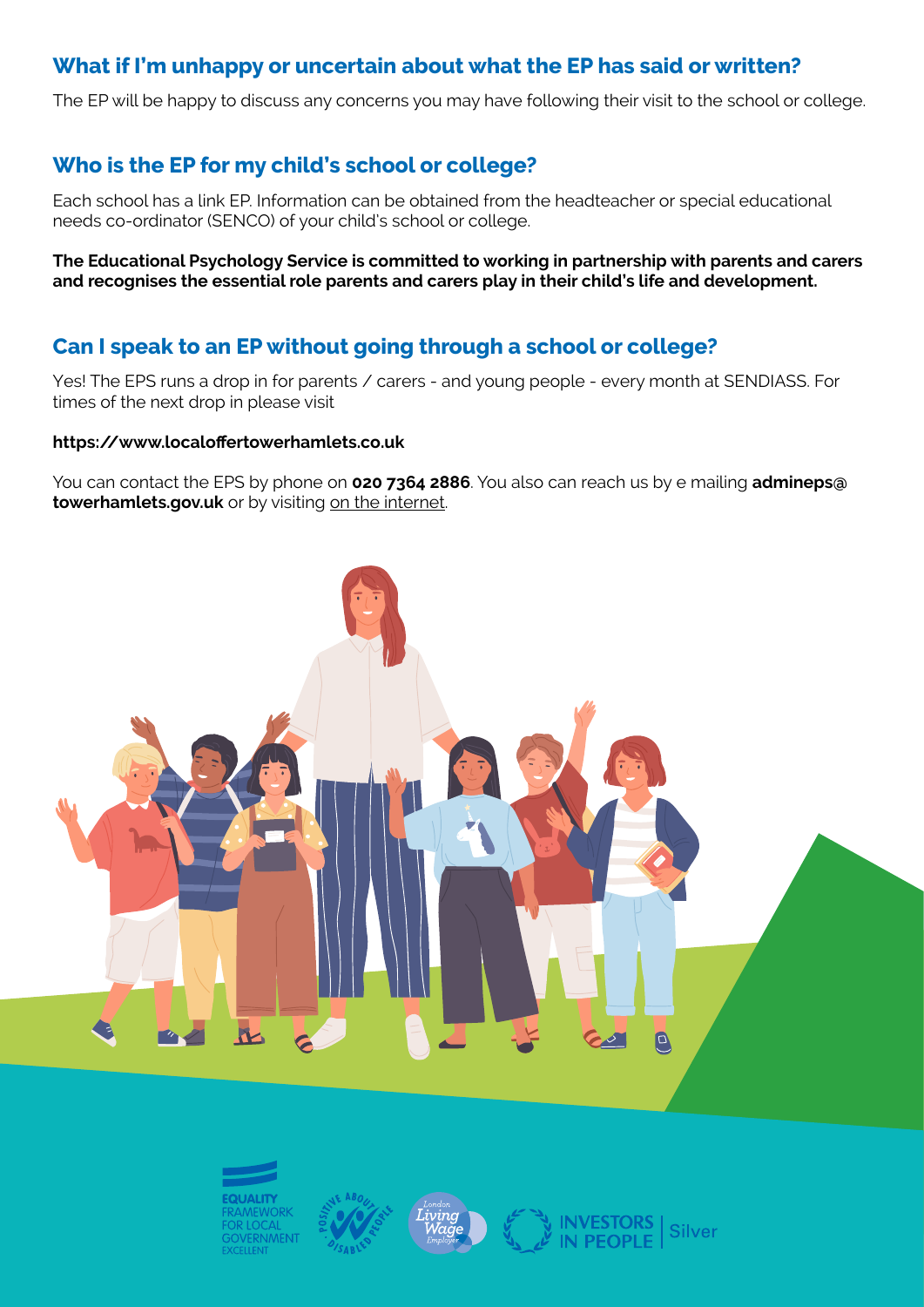## What if I'm unhappy or uncertain about what the EP has said or written?

The EP will be happy to discuss any concerns you may have following their visit to the school or college.

## Who is the EP for my child's school or college?

Each school has a link EP. Information can be obtained from the headteacher or special educational needs co-ordinator (SENCO) of your child's school or college.

**The Educational Psychology Service is committed to working in partnership with parents and carers and recognises the essential role parents and carers play in their child's life and development.**

## Can I speak to an EP without going through a school or college?

Yes! The EPS runs a drop in for parents / carers - and young people - every month at SENDIASS. For times of the next drop in please visit

**https://www.localoffertowerhamlets.co.uk**

You can contact the EPS by phone on **020 7364 2886**. You also can reach us by e mailing **admineps@towerhamlets.gov.uk** or by visiting on the internet.

EQUALITY FRAMEWORK FOR LOCAL GOVERNMENT EXCELLENT

POSITIVE ABOUT DISABLED PEOPLE

London Living Wage Employer

INVESTORS IN PEOPLE | Silver